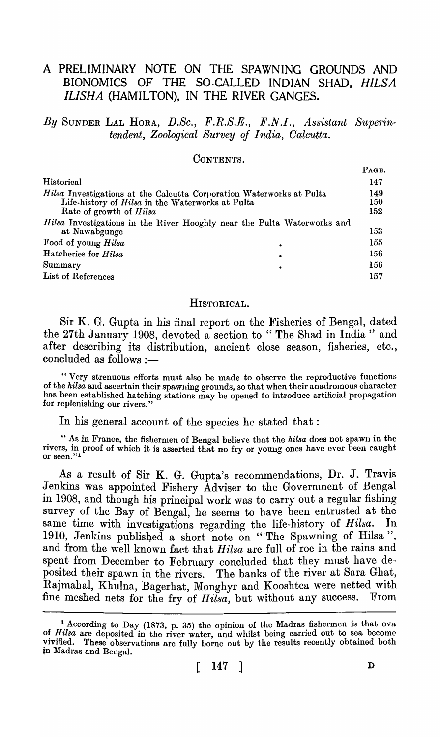# A PRELIMINARY NOTE ON THE SPAWNING GROUNDS AND BIONOMICS OF THE SO-CALLED INDIAN SHAD, *HILSA ILISHA* (HAMILTON), IN THE RIVER GANGES.

*By* SUNDER LAL HORA, *D.Sc., F.R.S.E., F.N.I., Assistant Superintendent, Zoological Survey of India, Calcutta.*

CONTENTS.

| | PAGE. |
|---|---|
| Historical | 147 |
| *Hilsa* Investigations at the Calcutta Corporation Waterworks at Pulta | 149 |
| Life-history of *Hilsa* in the Waterworks at Pulta | 150 |
| Rate of growth of *Hilsa* | 152 |
| *Hilsa* Investigations in the River Hooghly near the Pulta Waterworks and at Nawabgunge | 153 |
| Food of young *Hilsa* | 155 |
| Hatcheries for *Hilsa* | 156 |
| Summary | 156 |
| List of References | 157 |

## HISTORICAL.

Sir K. G. Gupta in his final report on the Fisheries of Bengal, dated the 27th January 1908, devoted a section to "The Shad in India" and after describing its distribution, ancient close season, fisheries, etc., concluded as follows :—

"Very strenuous efforts must also be made to observe the reproductive functions of the *hilsa* and ascertain their spawning grounds, so that when their anadromous character has been established hatching stations may be opened to introduce artificial propagation for replenishing our rivers."

In his general account of the species he stated that :

"As in France, the fishermen of Bengal believe that the *hilsa* does not spawn in the rivers, in proof of which it is asserted that no fry or young ones have ever been caught or seen."[1]

As a result of Sir K. G. Gupta's recommendations, Dr. J. Travis Jenkins was appointed Fishery Adviser to the Government of Bengal in 1908, and though his principal work was to carry out a regular fishing survey of the Bay of Bengal, he seems to have been entrusted at the same time with investigations regarding the life-history of *Hilsa*. In 1910, Jenkins published a short note on "The Spawning of Hilsa", and from the well known fact that *Hilsa* are full of roe in the rains and spent from December to February concluded that they must have deposited their spawn in the rivers. The banks of the river at Sara Ghat, Rajmahal, Khulna, Bagerhat, Monghyr and Kooshtea were netted with fine meshed nets for the fry of *Hilsa*, but without any success. From

[1] According to Day (1873, p. 35) the opinion of the Madras fishermen is that ova of *Hilsa* are deposited in the river water, and whilst being carried out to sea become vivified. These observations are fully borne out by the results recently obtained both in Madras and Bengal.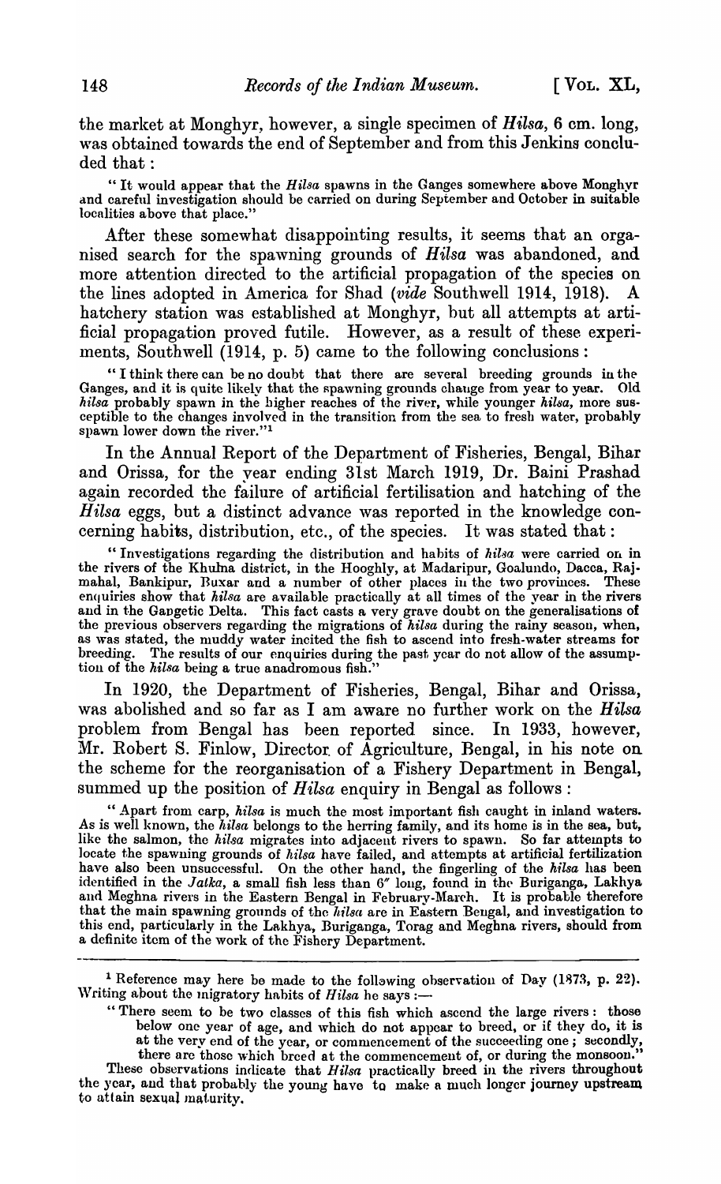the market at Monghyr, however, a single specimen of *Hilsa*, 6 cm. long, was obtained towards the end of September and from this Jenkins concluded that :

> "It would appear that the *Hilsa* spawns in the Ganges somewhere above Monghyr and careful investigation should be carried on during September and October in suitable localities above that place."

After these somewhat disappointing results, it seems that an organised search for the spawning grounds of *Hilsa* was abandoned, and more attention directed to the artificial propagation of the species on the lines adopted in America for Shad (*vide* Southwell 1914, 1918). A hatchery station was established at Monghyr, but all attempts at artificial propagation proved futile. However, as a result of these experiments, Southwell (1914, p. 5) came to the following conclusions :

> "I think there can be no doubt that there are several breeding grounds in the Ganges, and it is quite likely that the spawning grounds change from year to year. Old *hilsa* probably spawn in the higher reaches of the river, while younger *hilsa*, more susceptible to the changes involved in the transition from the sea to fresh water, probably spawn lower down the river."[1]

In the Annual Report of the Department of Fisheries, Bengal, Bihar and Orissa, for the year ending 31st March 1919, Dr. Baini Prashad again recorded the failure of artificial fertilisation and hatching of the *Hilsa* eggs, but a distinct advance was reported in the knowledge concerning habits, distribution, etc., of the species. It was stated that :

> "Investigations regarding the distribution and habits of *hilsa* were carried on in the rivers of the Khulna district, in the Hooghly, at Madaripur, Goalundo, Dacca, Rajmahal, Bankipur, Buxar and a number of other places in the two provinces. These enquiries show that *hilsa* are available practically at all times of the year in the rivers and in the Gangetic Delta. This fact casts a very grave doubt on the generalisations of the previous observers regarding the migrations of *hilsa* during the rainy season, when, as was stated, the muddy water incited the fish to ascend into fresh-water streams for breeding. The results of our enquiries during the past year do not allow of the assumption of the *hilsa* being a true anadromous fish."

In 1920, the Department of Fisheries, Bengal, Bihar and Orissa, was abolished and so far as I am aware no further work on the *Hilsa* problem from Bengal has been reported since. In 1933, however, Mr. Robert S. Finlow, Director of Agriculture, Bengal, in his note on the scheme for the reorganisation of a Fishery Department in Bengal, summed up the position of *Hilsa* enquiry in Bengal as follows :

> "Apart from carp, *hilsa* is much the most important fish caught in inland waters. As is well known, the *hilsa* belongs to the herring family, and its home is in the sea, but, like the salmon, the *hilsa* migrates into adjacent rivers to spawn. So far attempts to locate the spawning grounds of *hilsa* have failed, and attempts at artificial fertilization have also been unsuccessful. On the other hand, the fingerling of the *hilsa* has been identified in the *Jatka*, a small fish less than 6" long, found in the Buriganga, Lakhya and Meghna rivers in the Eastern Bengal in February-March. It is probable therefore that the main spawning grounds of the *hilsa* are in Eastern Bengal, and investigation to this end, particularly in the Lakhya, Buriganga, Torag and Meghna rivers, should from a definite item of the work of the Fishery Department.

---

[1] Reference may here be made to the following observation of Day (1873, p. 22). Writing about the migratory habits of *Hilsa* he says :—

> "There seem to be two classes of this fish which ascend the large rivers : those below one year of age, and which do not appear to breed, or if they do, it is at the very end of the year, or commencement of the succeeding one ; secondly, there are those which breed at the commencement of, or during the monsoon."

These observations indicate that *Hilsa* practically breed in the rivers throughout the year, and that probably the young have to make a much longer journey upstream to attain sexual maturity.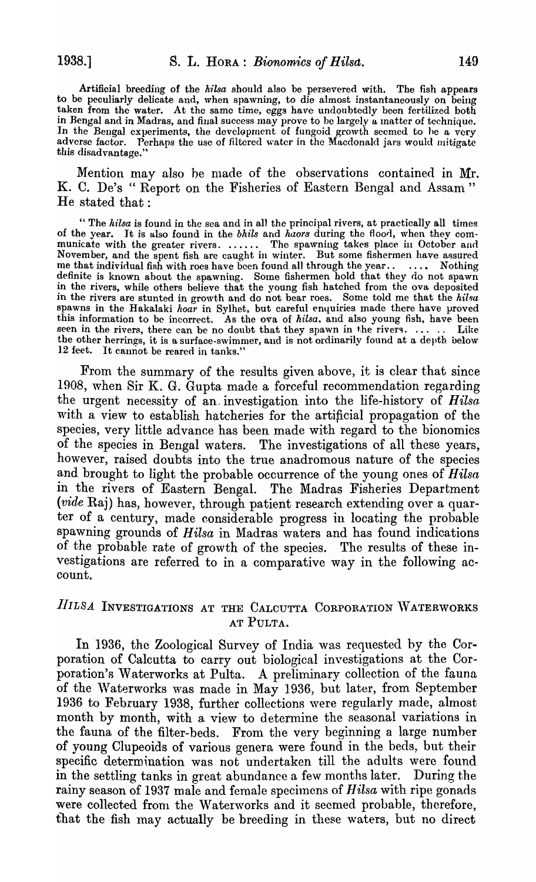Artificial breeding of the *hilsa* should also be persevered with. The fish appears to be peculiarly delicate and, when spawning, to die almost instantaneously on being taken from the water. At the same time, eggs have undoubtedly been fertilized both in Bengal and in Madras, and final success may prove to be largely a matter of technique. In the Bengal experiments, the development of fungoid growth seemed to be a very adverse factor. Perhaps the use of filtered water in the Macdonald jars would mitigate this disadvantage."

Mention may also be made of the observations contained in Mr. K. C. De's " Report on the Fisheries of Eastern Bengal and Assam " He stated that :

> " The *hilsa* is found in the sea and in all the principal rivers, at practically all times of the year. It is also found in the *bhils* and *haors* during the flood, when they communicate with the greater rivers. ...... The spawning takes place in October and November, and the spent fish are caught in winter. But some fishermen have assured me that individual fish with roes have been found all through the year.. .... Nothing definite is known about the spawning. Some fishermen hold that they do not spawn in the rivers, while others believe that the young fish hatched from the ova deposited in the rivers are stunted in growth and do not bear roes. Some told me that the *hilsa* spawns in the Hakalaki *hoar* in Sylhet, but careful enquiries made there have proved this information to be incorrect. As the ova of *hilsa*, and also young fish, have been seen in the rivers, there can be no doubt that they spawn in the rivers. ... .. Like the other herrings, it is a surface-swimmer, and is not ordinarily found at a depth below 12 feet. It cannot be reared in tanks."

From the summary of the results given above, it is clear that since 1908, when Sir K. G. Gupta made a forceful recommendation regarding the urgent necessity of an investigation into the life-history of *Hilsa* with a view to establish hatcheries for the artificial propagation of the species, very little advance has been made with regard to the bionomics of the species in Bengal waters. The investigations of all these years, however, raised doubts into the true anadromous nature of the species and brought to light the probable occurrence of the young ones of *Hilsa* in the rivers of Eastern Bengal. The Madras Fisheries Department (*vide* Raj) has, however, through patient research extending over a quarter of a century, made considerable progress in locating the probable spawning grounds of *Hilsa* in Madras waters and has found indications of the probable rate of growth of the species. The results of these investigations are referred to in a comparative way in the following account.

## *HILSA* INVESTIGATIONS AT THE CALCUTTA CORPORATION WATERWORKS AT PULTA.

In 1936, the Zoological Survey of India was requested by the Corporation of Calcutta to carry out biological investigations at the Corporation's Waterworks at Pulta. A preliminary collection of the fauna of the Waterworks was made in May 1936, but later, from September 1936 to February 1938, further collections were regularly made, almost month by month, with a view to determine the seasonal variations in the fauna of the filter-beds. From the very beginning a large number of young Clupeoids of various genera were found in the beds, but their specific determination was not undertaken till the adults were found in the settling tanks in great abundance a few months later. During the rainy season of 1937 male and female specimens of *Hilsa* with ripe gonads were collected from the Waterworks and it seemed probable, therefore, that the fish may actually be breeding in these waters, but no direct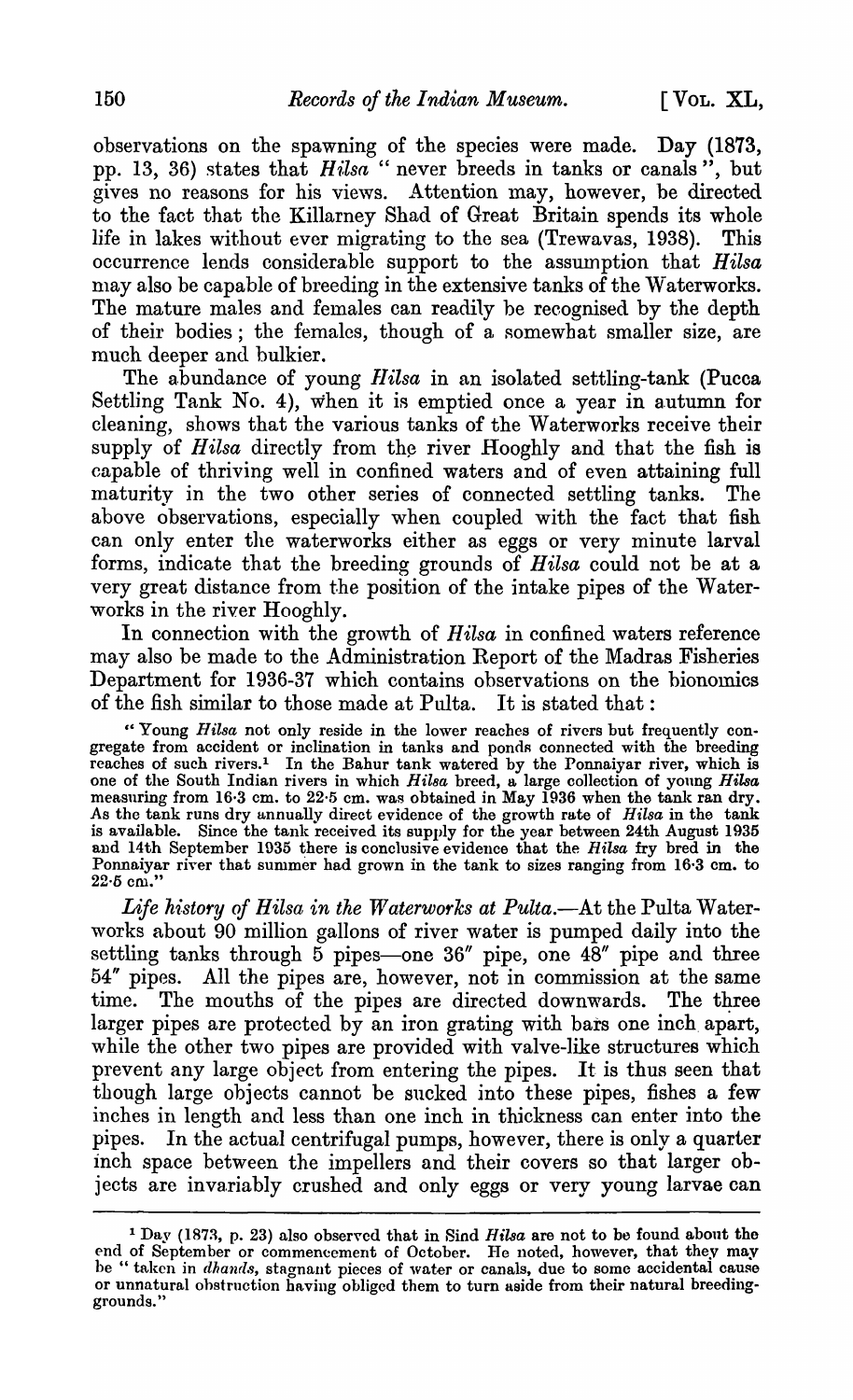observations on the spawning of the species were made. Day (1873, pp. 13, 36) states that *Hilsa* " never breeds in tanks or canals ", but gives no reasons for his views. Attention may, however, be directed to the fact that the Killarney Shad of Great Britain spends its whole life in lakes without ever migrating to the sea (Trewavas, 1938). This occurrence lends considerable support to the assumption that *Hilsa* may also be capable of breeding in the extensive tanks of the Waterworks. The mature males and females can readily be recognised by the depth of their bodies; the females, though of a somewhat smaller size, are much deeper and bulkier.

The abundance of young *Hilsa* in an isolated settling-tank (Pucca Settling Tank No. 4), when it is emptied once a year in autumn for cleaning, shows that the various tanks of the Waterworks receive their supply of *Hilsa* directly from the river Hooghly and that the fish is capable of thriving well in confined waters and of even attaining full maturity in the two other series of connected settling tanks. The above observations, especially when coupled with the fact that fish can only enter the waterworks either as eggs or very minute larval forms, indicate that the breeding grounds of *Hilsa* could not be at a very great distance from the position of the intake pipes of the Waterworks in the river Hooghly.

In connection with the growth of *Hilsa* in confined waters reference may also be made to the Administration Report of the Madras Fisheries Department for 1936-37 which contains observations on the bionomics of the fish similar to those made at Pulta. It is stated that:

> " Young *Hilsa* not only reside in the lower reaches of rivers but frequently congregate from accident or inclination in tanks and ponds connected with the breeding reaches of such rivers.[1] In the Bahur tank watered by the Ponnaiyar river, which is one of the South Indian rivers in which *Hilsa* breed, a large collection of young *Hilsa* measuring from 16·3 cm. to 22·5 cm. was obtained in May 1936 when the tank ran dry. As the tank runs dry annually direct evidence of the growth rate of *Hilsa* in the tank is available. Since the tank received its supply for the year between 24th August 1935 and 14th September 1935 there is conclusive evidence that the *Hilsa* fry bred in the Ponnaiyar river that summer had grown in the tank to sizes ranging from 16·3 cm. to 22·5 cm."

*Life history of Hilsa in the Waterworks at Pulta.*—At the Pulta Waterworks about 90 million gallons of river water is pumped daily into the settling tanks through 5 pipes—one 36″ pipe, one 48″ pipe and three 54″ pipes. All the pipes are, however, not in commission at the same time. The mouths of the pipes are directed downwards. The three larger pipes are protected by an iron grating with bars one inch apart, while the other two pipes are provided with valve-like structures which prevent any large object from entering the pipes. It is thus seen that though large objects cannot be sucked into these pipes, fishes a few inches in length and less than one inch in thickness can enter into the pipes. In the actual centrifugal pumps, however, there is only a quarter inch space between the impellers and their covers so that larger objects are invariably crushed and only eggs or very young larvae can

[1] Day (1873, p. 23) also observed that in Sind *Hilsa* are not to be found about the end of September or commencement of October. He noted, however, that they may be " taken in *dhands*, stagnant pieces of water or canals, due to some accidental cause or unnatural obstruction having obliged them to turn aside from their natural breeding-grounds."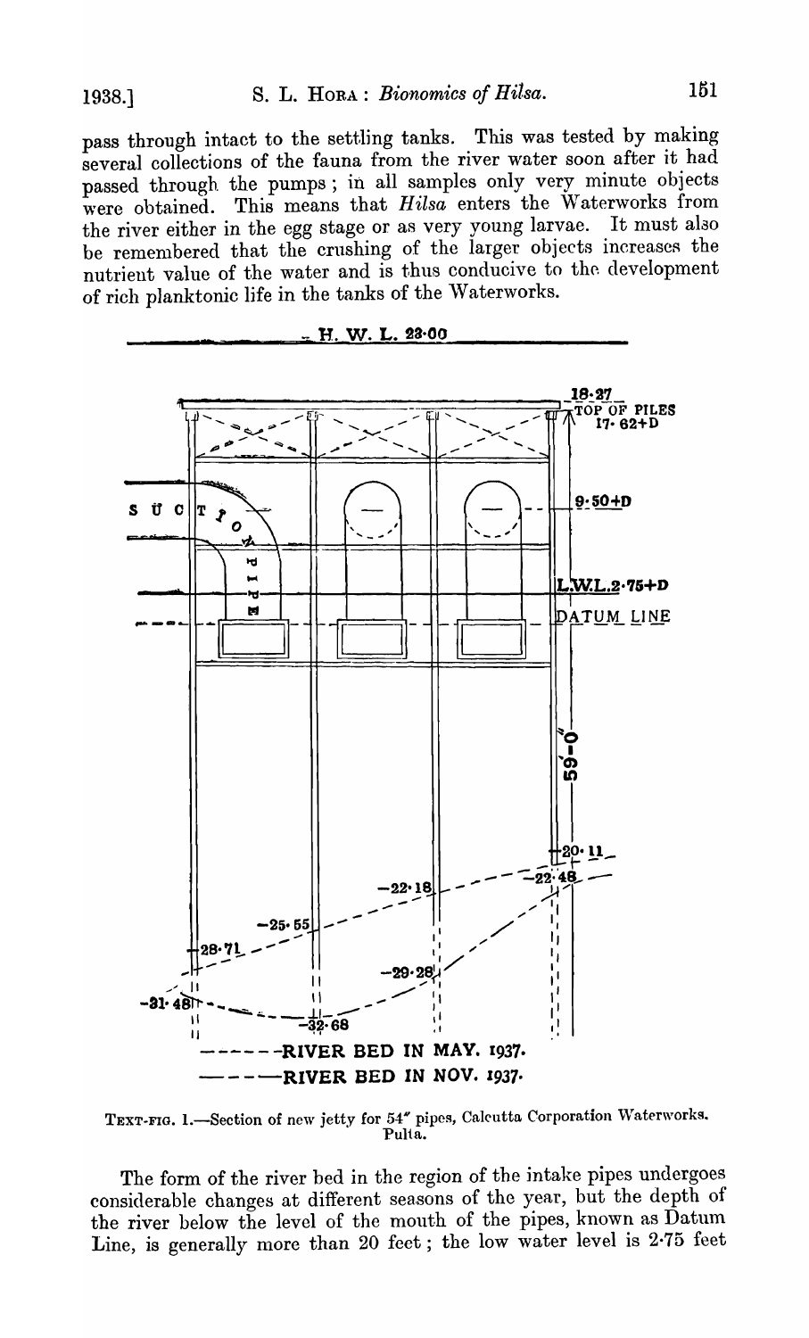pass through intact to the settling tanks. This was tested by making several collections of the fauna from the river water soon after it had passed through the pumps; in all samples only very minute objects were obtained. This means that *Hilsa* enters the Waterworks from the river either in the egg stage or as very young larvae. It must also be remembered that the crushing of the larger objects increases the nutrient value of the water and is thus conducive to the development of rich planktonic life in the tanks of the Waterworks.

TEXT-FIG. 1.—Section of new jetty for 54" pipes, Calcutta Corporation Waterworks. Pulta.

The form of the river bed in the region of the intake pipes undergoes considerable changes at different seasons of the year, but the depth of the river below the level of the mouth of the pipes, known as Datum Line, is generally more than 20 feet; the low water level is 2·75 feet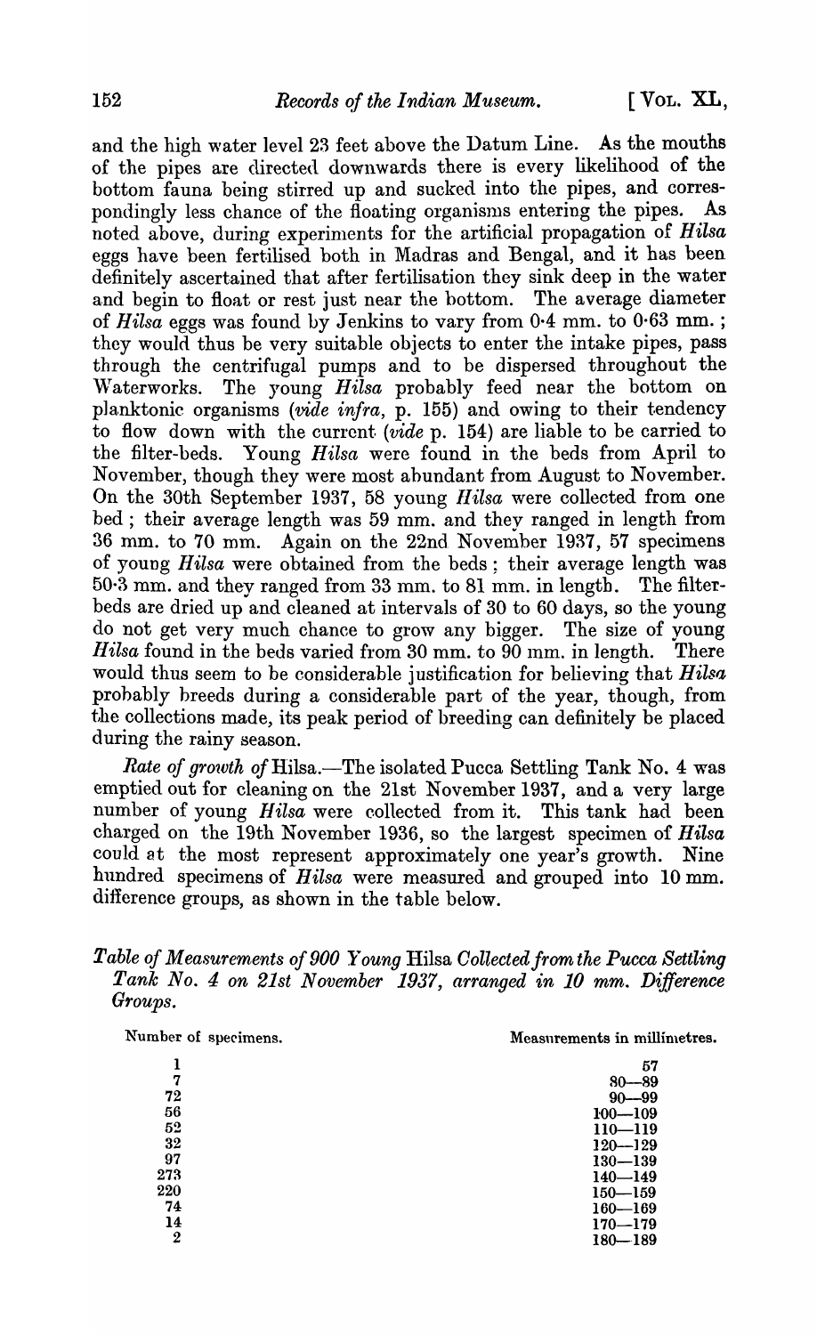and the high water level 23 feet above the Datum Line. As the mouths of the pipes are directed downwards there is every likelihood of the bottom fauna being stirred up and sucked into the pipes, and correspondingly less chance of the floating organisms entering the pipes. As noted above, during experiments for the artificial propagation of *Hilsa* eggs have been fertilised both in Madras and Bengal, and it has been definitely ascertained that after fertilisation they sink deep in the water and begin to float or rest just near the bottom. The average diameter of *Hilsa* eggs was found by Jenkins to vary from 0·4 mm. to 0·63 mm.; they would thus be very suitable objects to enter the intake pipes, pass through the centrifugal pumps and to be dispersed throughout the Waterworks. The young *Hilsa* probably feed near the bottom on planktonic organisms (*vide infra*, p. 155) and owing to their tendency to flow down with the current (*vide* p. 154) are liable to be carried to the filter-beds. Young *Hilsa* were found in the beds from April to November, though they were most abundant from August to November. On the 30th September 1937, 58 young *Hilsa* were collected from one bed; their average length was 59 mm. and they ranged in length from 36 mm. to 70 mm. Again on the 22nd November 1937, 57 specimens of young *Hilsa* were obtained from the beds; their average length was 50·3 mm. and they ranged from 33 mm. to 81 mm. in length. The filter-beds are dried up and cleaned at intervals of 30 to 60 days, so the young do not get very much chance to grow any bigger. The size of young *Hilsa* found in the beds varied from 30 mm. to 90 mm. in length. There would thus seem to be considerable justification for believing that *Hilsa* probably breeds during a considerable part of the year, though, from the collections made, its peak period of breeding can definitely be placed during the rainy season.

*Rate of growth of* Hilsa.—The isolated Pucca Settling Tank No. 4 was emptied out for cleaning on the 21st November 1937, and a very large number of young *Hilsa* were collected from it. This tank had been charged on the 19th November 1936, so the largest specimen of *Hilsa* could at the most represent approximately one year's growth. Nine hundred specimens of *Hilsa* were measured and grouped into 10 mm. difference groups, as shown in the table below.

*Table of Measurements of 900 Young* Hilsa *Collected from the Pucca Settling Tank No. 4 on 21st November 1937, arranged in 10 mm. Difference Groups.*

| Number of specimens. | Measurements in millimetres. |
|---|---|
| 1 | 57 |
| 7 | 80—89 |
| 72 | 90—99 |
| 56 | 100—109 |
| 52 | 110—119 |
| 32 | 120—129 |
| 97 | 130—139 |
| 273 | 140—149 |
| 220 | 150—159 |
| 74 | 160—169 |
| 14 | 170—179 |
| 2 | 180—189 |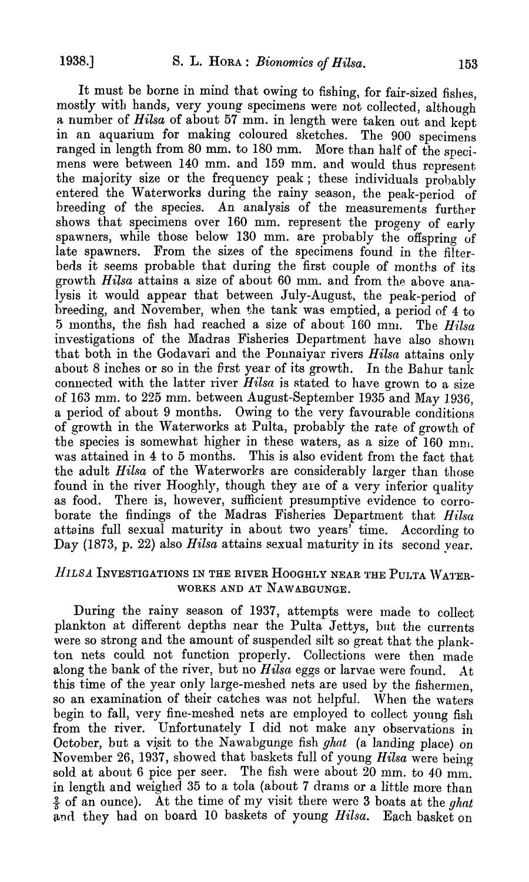It must be borne in mind that owing to fishing, for fair-sized fishes, mostly with hands, very young specimens were not collected, although a number of *Hilsa* of about 57 mm. in length were taken out and kept in an aquarium for making coloured sketches. The 900 specimens ranged in length from 80 mm. to 180 mm. More than half of the specimens were between 140 mm. and 159 mm. and would thus represent the majority size or the frequency peak; these individuals probably entered the Waterworks during the rainy season, the peak-period of breeding of the species. An analysis of the measurements further shows that specimens over 160 mm. represent the progeny of early spawners, while those below 130 mm. are probably the offspring of late spawners. From the sizes of the specimens found in the filter-beds it seems probable that during the first couple of months of its growth *Hilsa* attains a size of about 60 mm. and from the above analysis it would appear that between July-August, the peak-period of breeding, and November, when the tank was emptied, a period of 4 to 5 months, the fish had reached a size of about 160 mm. The *Hilsa* investigations of the Madras Fisheries Department have also shown that both in the Godavari and the Ponnaiyar rivers *Hilsa* attains only about 8 inches or so in the first year of its growth. In the Bahur tank connected with the latter river *Hilsa* is stated to have grown to a size of 163 mm. to 225 mm. between August-September 1935 and May 1936, a period of about 9 months. Owing to the very favourable conditions of growth in the Waterworks at Pulta, probably the rate of growth of the species is somewhat higher in these waters, as a size of 160 mm. was attained in 4 to 5 months. This is also evident from the fact that the adult *Hilsa* of the Waterworks are considerably larger than those found in the river Hooghly, though they are of a very inferior quality as food. There is, however, sufficient presumptive evidence to corroborate the findings of the Madras Fisheries Department that *Hilsa* attains full sexual maturity in about two years' time. According to Day (1873, p. 22) also *Hilsa* attains sexual maturity in its second year.

## *Hilsa* Investigations in the River Hooghly near the Pulta Waterworks and at Nawabgunge.

During the rainy season of 1937, attempts were made to collect plankton at different depths near the Pulta Jettys, but the currents were so strong and the amount of suspended silt so great that the plankton nets could not function properly. Collections were then made along the bank of the river, but no *Hilsa* eggs or larvae were found. At this time of the year only large-meshed nets are used by the fishermen, so an examination of their catches was not helpful. When the waters begin to fall, very fine-meshed nets are employed to collect young fish from the river. Unfortunately I did not make any observations in October, but a visit to the Nawabgunge fish *ghat* (a landing place) on November 26, 1937, showed that baskets full of young *Hilsa* were being sold at about 6 pice per seer. The fish were about 20 mm. to 40 mm. in length and weighed 35 to a tola (about 7 drams or a little more than $\frac{2}{5}$ of an ounce). At the time of my visit there were 3 boats at the *ghat* and they had on board 10 baskets of young *Hilsa*. Each basket on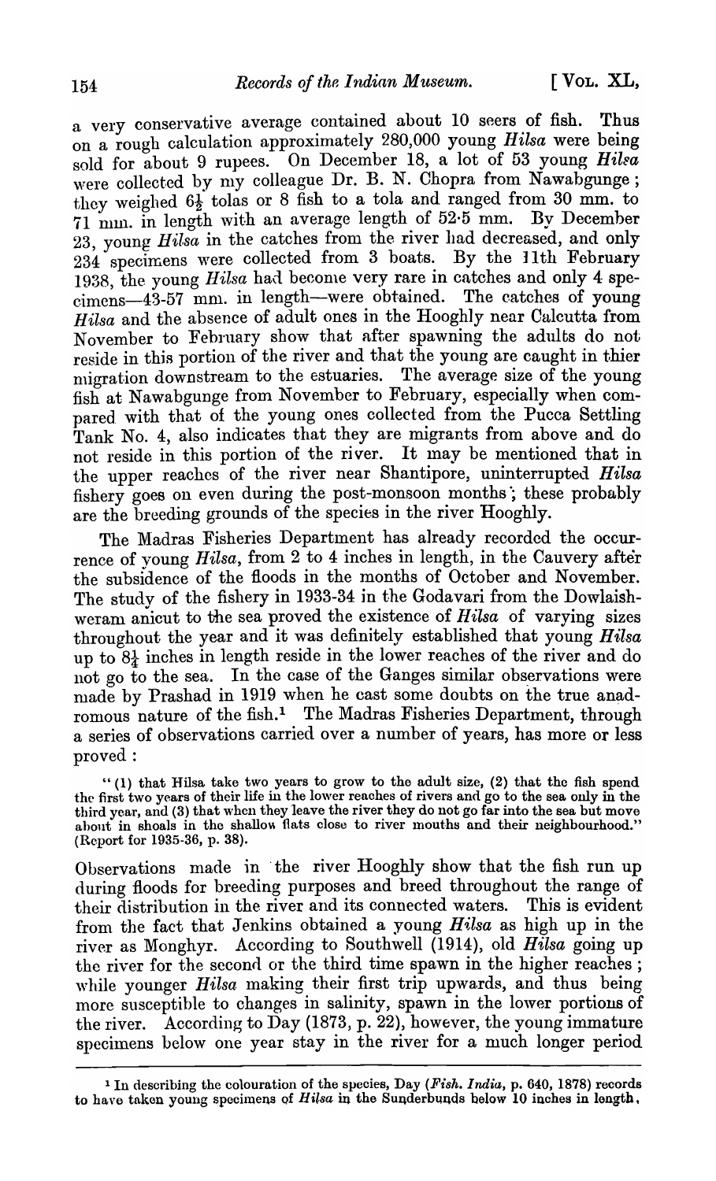a very conservative average contained about 10 seers of fish. Thus on a rough calculation approximately 280,000 young *Hilsa* were being sold for about 9 rupees. On December 18, a lot of 53 young *Hilsa* were collected by my colleague Dr. B. N. Chopra from Nawabgunge; they weighed 6½ tolas or 8 fish to a tola and ranged from 30 mm. to 71 mm. in length with an average length of 52·5 mm. By December 23, young *Hilsa* in the catches from the river had decreased, and only 234 specimens were collected from 3 boats. By the 11th February 1938, the young *Hilsa* had become very rare in catches and only 4 specimens—43-57 mm. in length—were obtained. The catches of young *Hilsa* and the absence of adult ones in the Hooghly near Calcutta from November to February show that after spawning the adults do not reside in this portion of the river and that the young are caught in thier migration downstream to the estuaries. The average size of the young fish at Nawabgunge from November to February, especially when compared with that of the young ones collected from the Pucca Settling Tank No. 4, also indicates that they are migrants from above and do not reside in this portion of the river. It may be mentioned that in the upper reaches of the river near Shantipore, uninterrupted *Hilsa* fishery goes on even during the post-monsoon months; these probably are the breeding grounds of the species in the river Hooghly.

The Madras Fisheries Department has already recorded the occurrence of young *Hilsa*, from 2 to 4 inches in length, in the Cauvery after the subsidence of the floods in the months of October and November. The study of the fishery in 1933-34 in the Godavari from the Dowlaishweram anicut to the sea proved the existence of *Hilsa* of varying sizes throughout the year and it was definitely established that young *Hilsa* up to 8¼ inches in length reside in the lower reaches of the river and do not go to the sea. In the case of the Ganges similar observations were made by Prashad in 1919 when he cast some doubts on the true anadromous nature of the fish.[1] The Madras Fisheries Department, through a series of observations carried over a number of years, has more or less proved :

> "(1) that Hilsa take two years to grow to the adult size, (2) that the fish spend the first two years of their life in the lower reaches of rivers and go to the sea only in the third year, and (3) that when they leave the river they do not go far into the sea but move about in shoals in the shallow flats close to river mouths and their neighbourhood." (Report for 1935-36, p. 38).

Observations made in the river Hooghly show that the fish run up during floods for breeding purposes and breed throughout the range of their distribution in the river and its connected waters. This is evident from the fact that Jenkins obtained a young *Hilsa* as high up in the river as Monghyr. According to Southwell (1914), old *Hilsa* going up the river for the second or the third time spawn in the higher reaches; while younger *Hilsa* making their first trip upwards, and thus being more susceptible to changes in salinity, spawn in the lower portions of the river. According to Day (1873, p. 22), however, the young immature specimens below one year stay in the river for a much longer period

[1] In describing the colouration of the species, Day (*Fish. India*, p. 640, 1878) records to have taken young specimens of *Hilsa* in the Sunderbunds below 10 inches in length.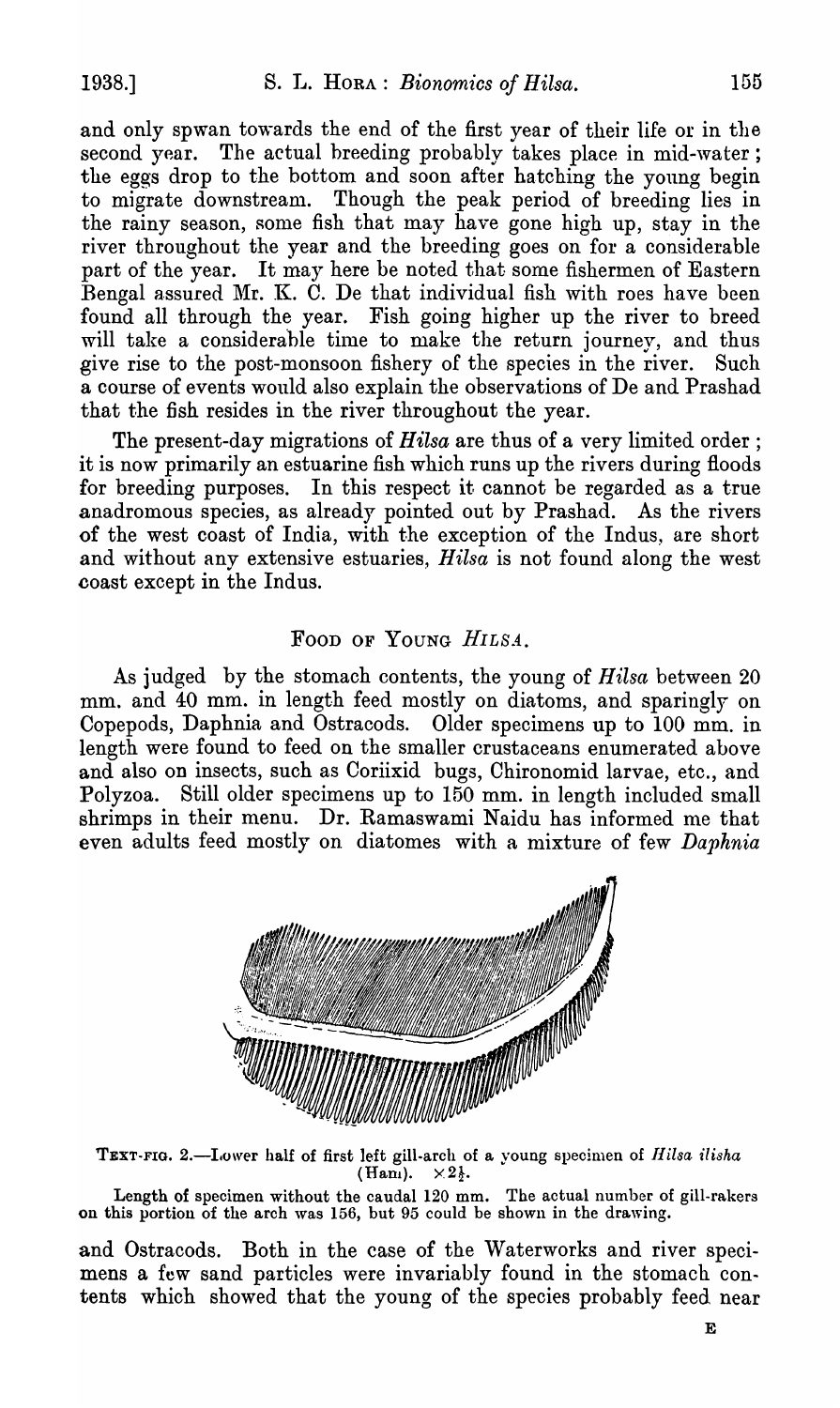and only spwan towards the end of the first year of their life or in the second year. The actual breeding probably takes place in mid-water; the eggs drop to the bottom and soon after hatching the young begin to migrate downstream. Though the peak period of breeding lies in the rainy season, some fish that may have gone high up, stay in the river throughout the year and the breeding goes on for a considerable part of the year. It may here be noted that some fishermen of Eastern Bengal assured Mr. K. C. De that individual fish with roes have been found all through the year. Fish going higher up the river to breed will take a considerable time to make the return journey, and thus give rise to the post-monsoon fishery of the species in the river. Such a course of events would also explain the observations of De and Prashad that the fish resides in the river throughout the year.

The present-day migrations of *Hilsa* are thus of a very limited order; it is now primarily an estuarine fish which runs up the rivers during floods for breeding purposes. In this respect it cannot be regarded as a true anadromous species, as already pointed out by Prashad. As the rivers of the west coast of India, with the exception of the Indus, are short and without any extensive estuaries, *Hilsa* is not found along the west coast except in the Indus.

## FOOD OF YOUNG *HILSA*.

As judged by the stomach contents, the young of *Hilsa* between 20 mm. and 40 mm. in length feed mostly on diatoms, and sparingly on Copepods, Daphnia and Ostracods. Older specimens up to 100 mm. in length were found to feed on the smaller crustaceans enumerated above and also on insects, such as Coriixid bugs, Chironomid larvae, etc., and Polyzoa. Still older specimens up to 150 mm. in length included small shrimps in their menu. Dr. Ramaswami Naidu has informed me that even adults feed mostly on diatomes with a mixture of few *Daphnia* and Ostracods. Both in the case of the Waterworks and river specimens a few sand particles were invariably found in the stomach contents which showed that the young of the species probably feed near

TEXT-FIG. 2.—Lower half of first left gill-arch of a young specimen of *Hilsa ilisha* (Ham). × 2½.

Length of specimen without the caudal 120 mm. The actual number of gill-rakers on this portion of the arch was 156, but 95 could be shown in the drawing.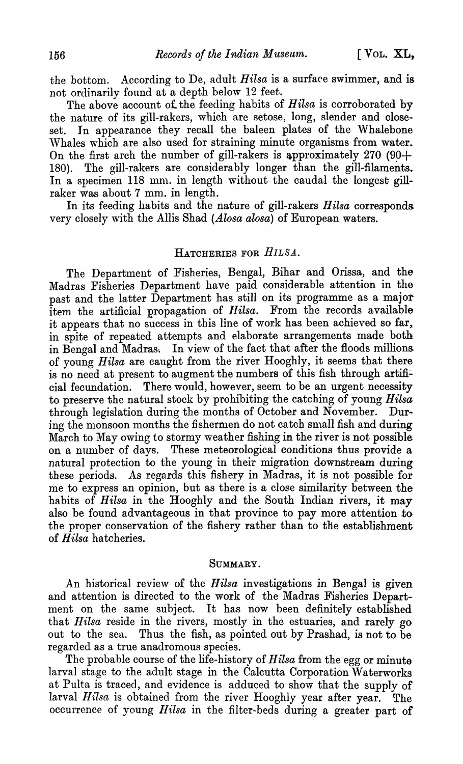the bottom. According to De, adult *Hilsa* is a surface swimmer, and is not ordinarily found at a depth below 12 feet.

The above account of the feeding habits of *Hilsa* is corroborated by the nature of its gill-rakers, which are setose, long, slender and close-set. In appearance they recall the baleen plates of the Whalebone Whales which are also used for straining minute organisms from water. On the first arch the number of gill-rakers is approximately 270 (90+180). The gill-rakers are considerably longer than the gill-filaments. In a specimen 118 mm. in length without the caudal the longest gill-raker was about 7 mm. in length.

In its feeding habits and the nature of gill-rakers *Hilsa* corresponds very closely with the Allis Shad (*Alosa alosa*) of European waters.

## HATCHERIES FOR *HILSA*.

The Department of Fisheries, Bengal, Bihar and Orissa, and the Madras Fisheries Department have paid considerable attention in the past and the latter Department has still on its programme as a major item the artificial propagation of *Hilsa*. From the records available it appears that no success in this line of work has been achieved so far, in spite of repeated attempts and elaborate arrangements made both in Bengal and Madras. In view of the fact that after the floods millions of young *Hilsa* are caught from the river Hooghly, it seems that there is no need at present to augment the numbers of this fish through artificial fecundation. There would, however, seem to be an urgent necessity to preserve the natural stock by prohibiting the catching of young *Hilsa* through legislation during the months of October and November. During the monsoon months the fishermen do not catch small fish and during March to May owing to stormy weather fishing in the river is not possible on a number of days. These meteorological conditions thus provide a natural protection to the young in their migration downstream during these periods. As regards this fishery in Madras, it is not possible for me to express an opinion, but as there is a close similarity between the habits of *Hilsa* in the Hooghly and the South Indian rivers, it may also be found advantageous in that province to pay more attention to the proper conservation of the fishery rather than to the establishment of *Hilsa* hatcheries.

## SUMMARY.

An historical review of the *Hilsa* investigations in Bengal is given and attention is directed to the work of the Madras Fisheries Department on the same subject. It has now been definitely established that *Hilsa* reside in the rivers, mostly in the estuaries, and rarely go out to the sea. Thus the fish, as pointed out by Prashad, is not to be regarded as a true anadromous species.

The probable course of the life-history of *Hilsa* from the egg or minute larval stage to the adult stage in the Calcutta Corporation Waterworks at Pulta is traced, and evidence is adduced to show that the supply of larval *Hilsa* is obtained from the river Hooghly year after year. The occurrence of young *Hilsa* in the filter-beds during a greater part of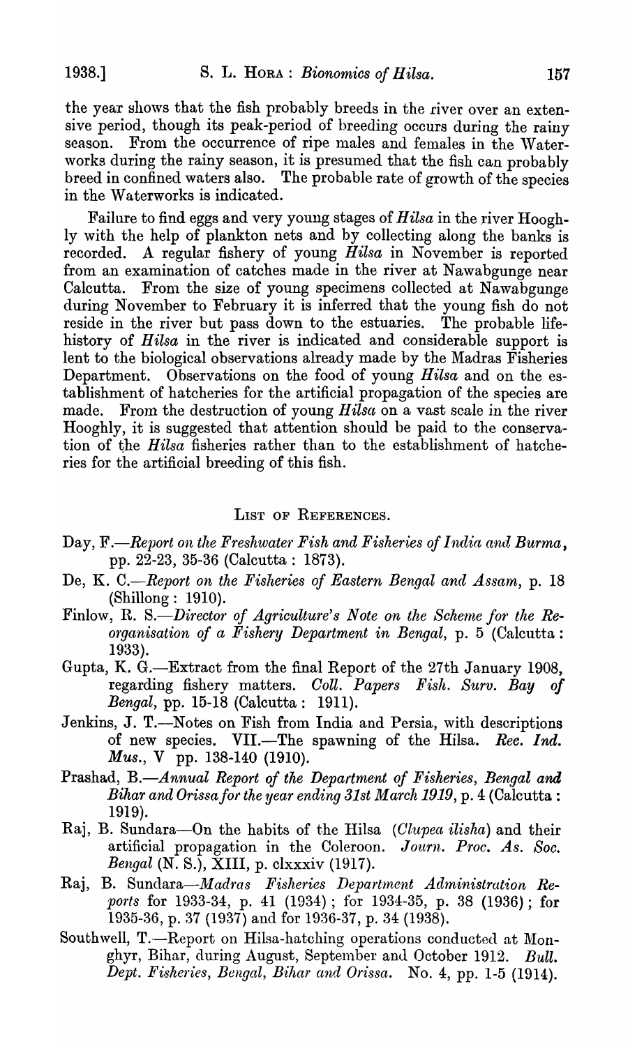the year shows that the fish probably breeds in the river over an extensive period, though its peak-period of breeding occurs during the rainy season. From the occurrence of ripe males and females in the Waterworks during the rainy season, it is presumed that the fish can probably breed in confined waters also. The probable rate of growth of the species in the Waterworks is indicated.

Failure to find eggs and very young stages of *Hilsa* in the river Hooghly with the help of plankton nets and by collecting along the banks is recorded. A regular fishery of young *Hilsa* in November is reported from an examination of catches made in the river at Nawabgunge near Calcutta. From the size of young specimens collected at Nawabgunge during November to February it is inferred that the young fish do not reside in the river but pass down to the estuaries. The probable life-history of *Hilsa* in the river is indicated and considerable support is lent to the biological observations already made by the Madras Fisheries Department. Observations on the food of young *Hilsa* and on the establishment of hatcheries for the artificial propagation of the species are made. From the destruction of young *Hilsa* on a vast scale in the river Hooghly, it is suggested that attention should be paid to the conservation of the *Hilsa* fisheries rather than to the establishment of hatcheries for the artificial breeding of this fish.

## List of References.

Day, F.—*Report on the Freshwater Fish and Fisheries of India and Burma*, pp. 22-23, 35-36 (Calcutta : 1873).

De, K. C.—*Report on the Fisheries of Eastern Bengal and Assam*, p. 18 (Shillong : 1910).

Finlow, R. S.—*Director of Agriculture's Note on the Scheme for the Reorganisation of a Fishery Department in Bengal*, p. 5 (Calcutta : 1933).

Gupta, K. G.—Extract from the final Report of the 27th January 1908, regarding fishery matters. *Coll. Papers Fish. Surv. Bay of Bengal*, pp. 15-18 (Calcutta : 1911).

Jenkins, J. T.—Notes on Fish from India and Persia, with descriptions of new species. VII.—The spawning of the Hilsa. *Rec. Ind. Mus.*, V pp. 138-140 (1910).

Prashad, B.—*Annual Report of the Department of Fisheries, Bengal and Bihar and Orissa for the year ending 31st March 1919*, p. 4 (Calcutta : 1919).

Raj, B. Sundara—On the habits of the Hilsa (*Clupea ilisha*) and their artificial propagation in the Coleroon. *Journ. Proc. As. Soc. Bengal* (N. S.), XIII, p. clxxxiv (1917).

Raj, B. Sundara—*Madras Fisheries Department Administration Reports* for 1933-34, p. 41 (1934) ; for 1934-35, p. 38 (1936) ; for 1935-36, p. 37 (1937) and for 1936-37, p. 34 (1938).

Southwell, T.—Report on Hilsa-hatching operations conducted at Monghyr, Bihar, during August, September and October 1912. *Bull. Dept. Fisheries, Bengal, Bihar and Orissa.* No. 4, pp. 1-5 (1914).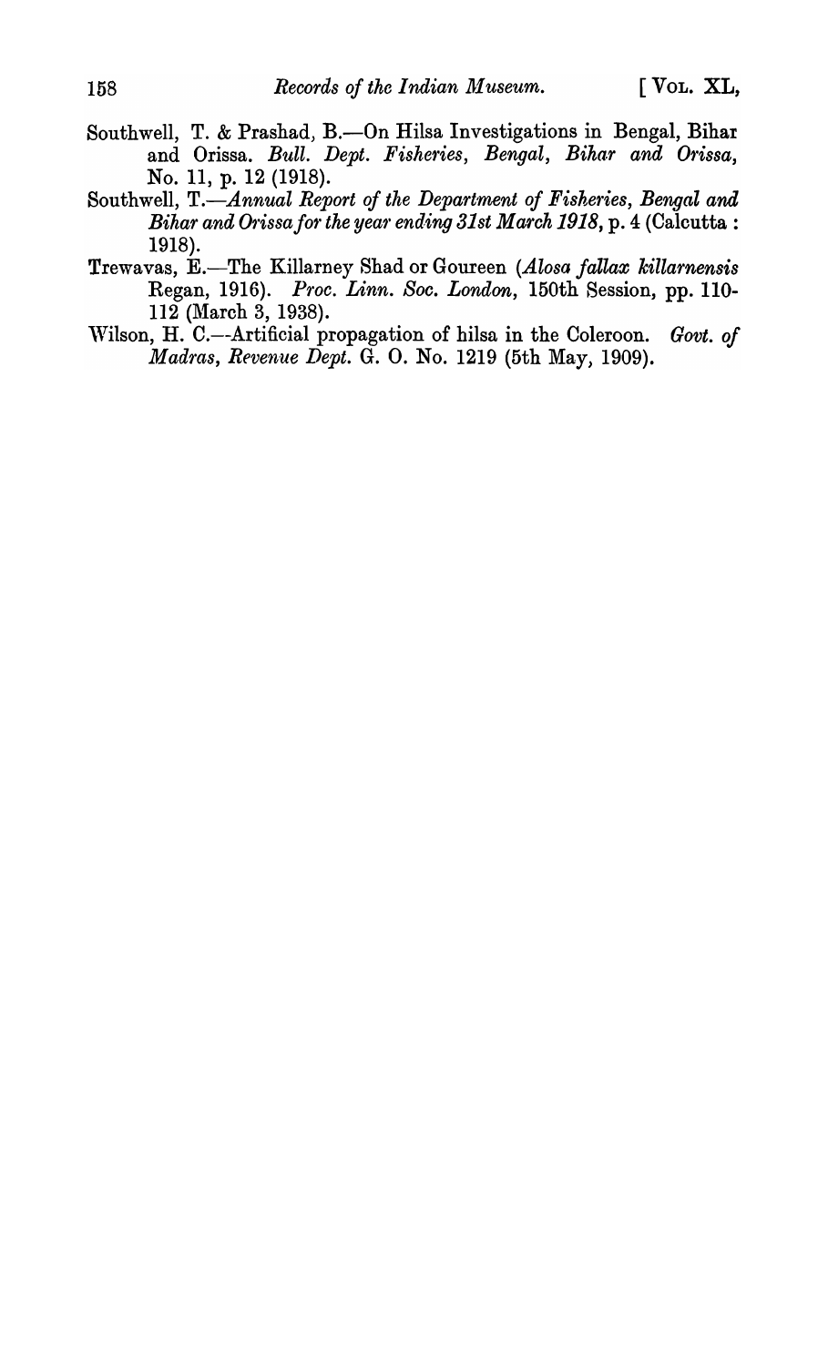Southwell, T. & Prashad, B.—On Hilsa Investigations in Bengal, Bihar and Orissa. *Bull. Dept. Fisheries, Bengal, Bihar and Orissa*, No. 11, p. 12 (1918).

Southwell, T.—*Annual Report of the Department of Fisheries, Bengal and Bihar and Orissa for the year ending 31st March 1918*, p. 4 (Calcutta: 1918).

Trewavas, E.—The Killarney Shad or Goureen (*Alosa fallax killarnensis* Regan, 1916). *Proc. Linn. Soc. London*, 150th Session, pp. 110-112 (March 3, 1938).

Wilson, H. C.—Artificial propagation of hilsa in the Coleroon. *Govt. of Madras, Revenue Dept.* G. O. No. 1219 (5th May, 1909).